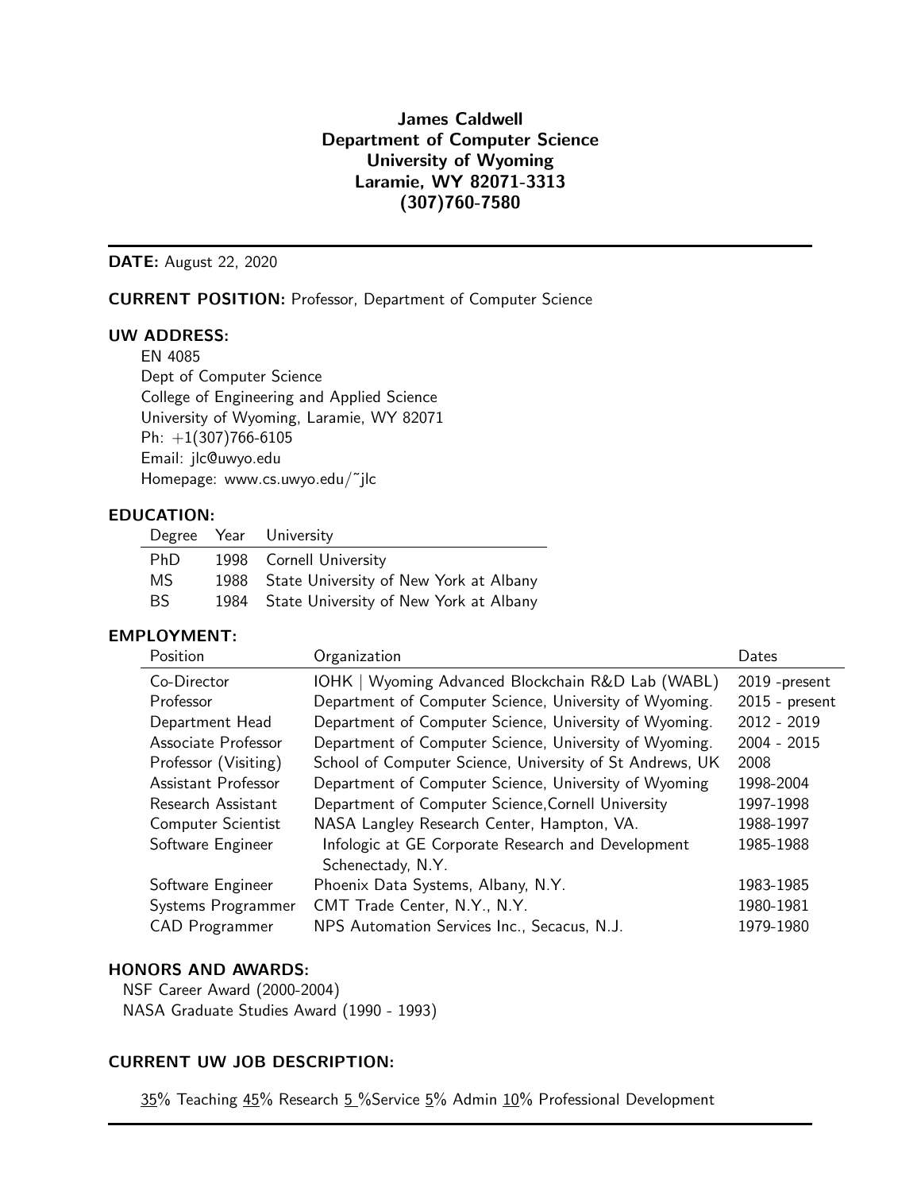**James Caldwell**
**Department of Computer Science**
**University of Wyoming**
**Laramie, WY 82071-3313**
**(307)760-7580**

---

**DATE:** August 22, 2020

**CURRENT POSITION:** Professor, Department of Computer Science

## UW ADDRESS:

EN 4085
Dept of Computer Science
College of Engineering and Applied Science
University of Wyoming, Laramie, WY 82071
Ph: +1(307)766-6105
Email: jlc@uwyo.edu
Homepage: www.cs.uwyo.edu/~jlc

## EDUCATION:

| Degree | Year | University |
|---|---|---|
| PhD | 1998 | Cornell University |
| MS | 1988 | State University of New York at Albany |
| BS | 1984 | State University of New York at Albany |

## EMPLOYMENT:

| Position | Organization | Dates |
|---|---|---|
| Co-Director | IOHK \| Wyoming Advanced Blockchain R&D Lab (WABL) | 2019 -present |
| Professor | Department of Computer Science, University of Wyoming. | 2015 - present |
| Department Head | Department of Computer Science, University of Wyoming. | 2012 - 2019 |
| Associate Professor | Department of Computer Science, University of Wyoming. | 2004 - 2015 |
| Professor (Visiting) | School of Computer Science, University of St Andrews, UK | 2008 |
| Assistant Professor | Department of Computer Science, University of Wyoming | 1998-2004 |
| Research Assistant | Department of Computer Science,Cornell University | 1997-1998 |
| Computer Scientist | NASA Langley Research Center, Hampton, VA. | 1988-1997 |
| Software Engineer | Infologic at GE Corporate Research and Development Schenectady, N.Y. | 1985-1988 |
| Software Engineer | Phoenix Data Systems, Albany, N.Y. | 1983-1985 |
| Systems Programmer | CMT Trade Center, N.Y., N.Y. | 1980-1981 |
| CAD Programmer | NPS Automation Services Inc., Secacus, N.J. | 1979-1980 |

## HONORS AND AWARDS:

NSF Career Award (2000-2004)
NASA Graduate Studies Award (1990 - 1993)

## CURRENT UW JOB DESCRIPTION:

35% Teaching 45% Research 5 %Service 5% Admin 10% Professional Development

---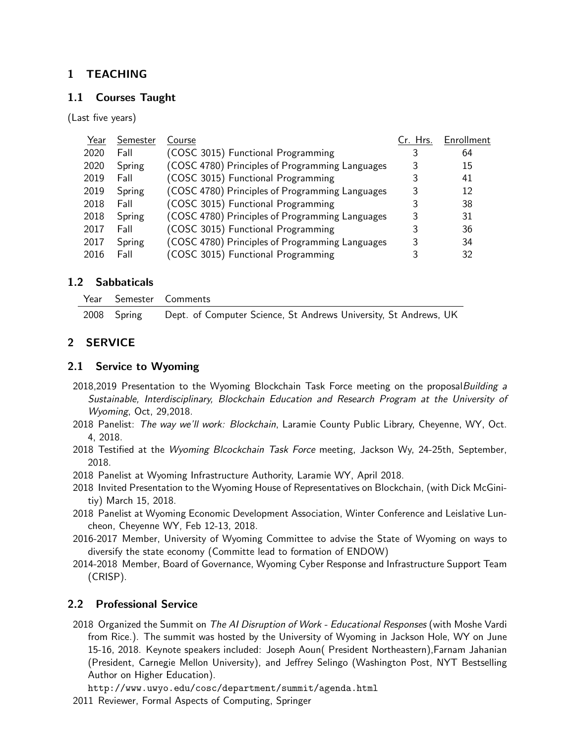# 1 TEACHING

## 1.1 Courses Taught

(Last five years)

| Year | Semester | Course | Cr. Hrs. | Enrollment |
|---|---|---|---|---|
| 2020 | Fall | (COSC 3015) Functional Programming | 3 | 64 |
| 2020 | Spring | (COSC 4780) Principles of Programming Languages | 3 | 15 |
| 2019 | Fall | (COSC 3015) Functional Programming | 3 | 41 |
| 2019 | Spring | (COSC 4780) Principles of Programming Languages | 3 | 12 |
| 2018 | Fall | (COSC 3015) Functional Programming | 3 | 38 |
| 2018 | Spring | (COSC 4780) Principles of Programming Languages | 3 | 31 |
| 2017 | Fall | (COSC 3015) Functional Programming | 3 | 36 |
| 2017 | Spring | (COSC 4780) Principles of Programming Languages | 3 | 34 |
| 2016 | Fall | (COSC 3015) Functional Programming | 3 | 32 |

## 1.2 Sabbaticals

| Year | Semester | Comments |
|---|---|---|
| 2008 | Spring | Dept. of Computer Science, St Andrews University, St Andrews, UK |

# 2 SERVICE

## 2.1 Service to Wyoming

2018,2019 Presentation to the Wyoming Blockchain Task Force meeting on the proposal*Building a Sustainable, Interdisciplinary, Blockchain Education and Research Program at the University of Wyoming*, Oct, 29,2018.

2018 Panelist: *The way we'll work: Blockchain*, Laramie County Public Library, Cheyenne, WY, Oct. 4, 2018.

2018 Testified at the *Wyoming Blcockchain Task Force* meeting, Jackson Wy, 24-25th, September, 2018.

2018 Panelist at Wyoming Infrastructure Authority, Laramie WY, April 2018.

2018 Invited Presentation to the Wyoming House of Representatives on Blockchain, (with Dick McGinitiy) March 15, 2018.

2018 Panelist at Wyoming Economic Development Association, Winter Conference and Leislative Luncheon, Cheyenne WY, Feb 12-13, 2018.

2016-2017 Member, University of Wyoming Committee to advise the State of Wyoming on ways to diversify the state economy (Committe lead to formation of ENDOW)

2014-2018 Member, Board of Governance, Wyoming Cyber Response and Infrastructure Support Team (CRISP).

## 2.2 Professional Service

2018 Organized the Summit on *The AI Disruption of Work - Educational Responses* (with Moshe Vardi from Rice.). The summit was hosted by the University of Wyoming in Jackson Hole, WY on June 15-16, 2018. Keynote speakers included: Joseph Aoun( President Northeastern),Farnam Jahanian (President, Carnegie Mellon University), and Jeffrey Selingo (Washington Post, NYT Bestselling Author on Higher Education).
`http://www.uwyo.edu/cosc/department/summit/agenda.html`

2011 Reviewer, Formal Aspects of Computing, Springer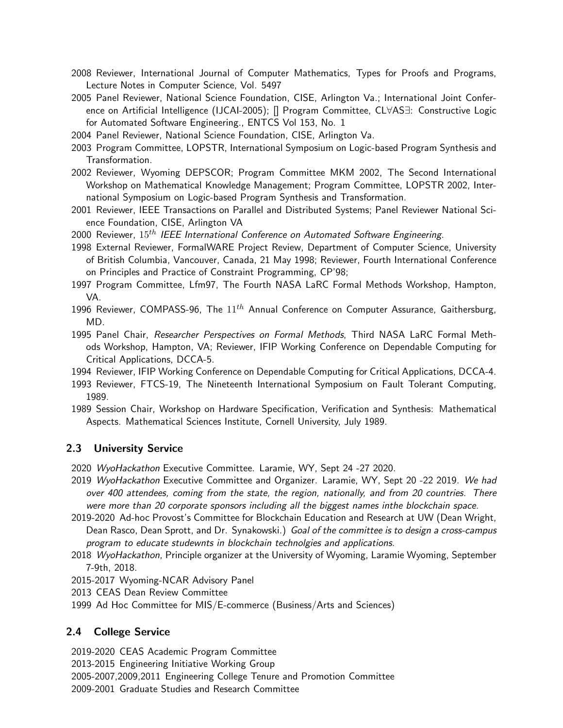2008 Reviewer, International Journal of Computer Mathematics, Types for Proofs and Programs, Lecture Notes in Computer Science, Vol. 5497

2005 Panel Reviewer, National Science Foundation, CISE, Arlington Va.; International Joint Conference on Artificial Intelligence (IJCAI-2005); [] Program Committee, CL∀AS∃: Constructive Logic for Automated Software Engineering., ENTCS Vol 153, No. 1

2004 Panel Reviewer, National Science Foundation, CISE, Arlington Va.

2003 Program Committee, LOPSTR, International Symposium on Logic-based Program Synthesis and Transformation.

2002 Reviewer, Wyoming DEPSCOR; Program Committee MKM 2002, The Second International Workshop on Mathematical Knowledge Management; Program Committee, LOPSTR 2002, International Symposium on Logic-based Program Synthesis and Transformation.

2001 Reviewer, IEEE Transactions on Parallel and Distributed Systems; Panel Reviewer National Science Foundation, CISE, Arlington VA

2000 Reviewer, $15^{th}$ *IEEE International Conference on Automated Software Engineering*.

1998 External Reviewer, FormalWARE Project Review, Department of Computer Science, University of British Columbia, Vancouver, Canada, 21 May 1998; Reviewer, Fourth International Conference on Principles and Practice of Constraint Programming, CP'98;

1997 Program Committee, Lfm97, The Fourth NASA LaRC Formal Methods Workshop, Hampton, VA.

1996 Reviewer, COMPASS-96, The $11^{th}$ Annual Conference on Computer Assurance, Gaithersburg, MD.

1995 Panel Chair, *Researcher Perspectives on Formal Methods*, Third NASA LaRC Formal Methods Workshop, Hampton, VA; Reviewer, IFIP Working Conference on Dependable Computing for Critical Applications, DCCA-5.

1994 Reviewer, IFIP Working Conference on Dependable Computing for Critical Applications, DCCA-4.

1993 Reviewer, FTCS-19, The Nineteenth International Symposium on Fault Tolerant Computing, 1989.

1989 Session Chair, Workshop on Hardware Specification, Verification and Synthesis: Mathematical Aspects. Mathematical Sciences Institute, Cornell University, July 1989.

## 2.3 University Service

2020 *WyoHackathon* Executive Committee. Laramie, WY, Sept 24 -27 2020.

2019 *WyoHackathon* Executive Committee and Organizer. Laramie, WY, Sept 20 -22 2019. *We had over 400 attendees, coming from the state, the region, nationally, and from 20 countries. There were more than 20 corporate sponsors including all the biggest names inthe blockchain space.*

2019-2020 Ad-hoc Provost's Committee for Blockchain Education and Research at UW (Dean Wright, Dean Rasco, Dean Sprott, and Dr. Synakowski.) *Goal of the committee is to design a cross-campus program to educate studewnts in blockchain technolgies and applications.*

2018 *WyoHackathon*, Principle organizer at the University of Wyoming, Laramie Wyoming, September 7-9th, 2018.

2015-2017 Wyoming-NCAR Advisory Panel

2013 CEAS Dean Review Committee

1999 Ad Hoc Committee for MIS/E-commerce (Business/Arts and Sciences)

## 2.4 College Service

2019-2020 CEAS Academic Program Committee

2013-2015 Engineering Initiative Working Group

2005-2007,2009,2011 Engineering College Tenure and Promotion Committee

2009-2001 Graduate Studies and Research Committee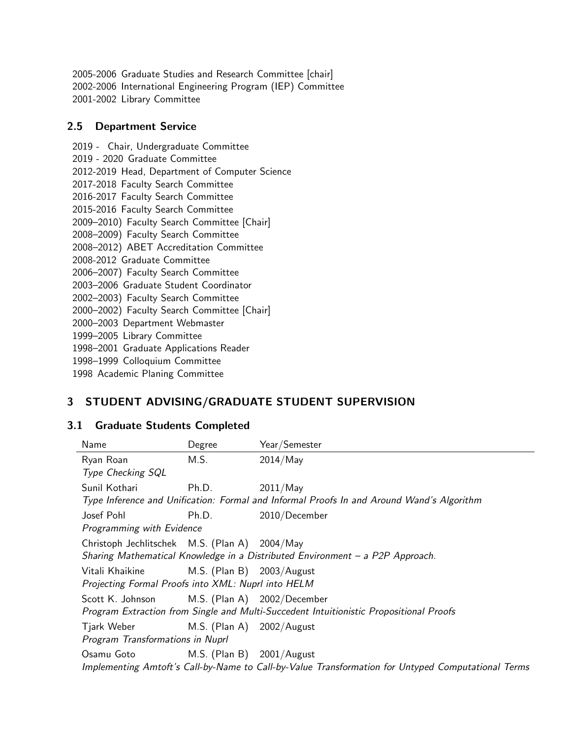2005-2006 Graduate Studies and Research Committee [chair]
2002-2006 International Engineering Program (IEP) Committee
2001-2002 Library Committee

### 2.5 Department Service

2019 - Chair, Undergraduate Committee
2019 - 2020 Graduate Committee
2012-2019 Head, Department of Computer Science
2017-2018 Faculty Search Committee
2016-2017 Faculty Search Committee
2015-2016 Faculty Search Committee
2009–2010) Faculty Search Committee [Chair]
2008–2009) Faculty Search Committee
2008–2012) ABET Accreditation Committee
2008-2012 Graduate Committee
2006–2007) Faculty Search Committee
2003–2006 Graduate Student Coordinator
2002–2003) Faculty Search Committee
2000–2002) Faculty Search Committee [Chair]
2000–2003 Department Webmaster
1999–2005 Library Committee
1998–2001 Graduate Applications Reader
1998–1999 Colloquium Committee
1998 Academic Planing Committee

## 3 STUDENT ADVISING/GRADUATE STUDENT SUPERVISION

### 3.1 Graduate Students Completed

| Name | Degree | Year/Semester |
|---|---|---|
| Ryan Roan | M.S. | 2014/May |
| *Type Checking SQL* | | |
| Sunil Kothari | Ph.D. | 2011/May |
| *Type Inference and Unification: Formal and Informal Proofs In and Around Wand's Algorithm* | | |
| Josef Pohl | Ph.D. | 2010/December |
| *Programming with Evidence* | | |
| Christoph Jechlitschek | M.S. (Plan A) | 2004/May |
| *Sharing Mathematical Knowledge in a Distributed Environment – a P2P Approach.* | | |
| Vitali Khaikine | M.S. (Plan B) | 2003/August |
| *Projecting Formal Proofs into XML: Nuprl into HELM* | | |
| Scott K. Johnson | M.S. (Plan A) | 2002/December |
| *Program Extraction from Single and Multi-Succedent Intuitionistic Propositional Proofs* | | |
| Tjark Weber | M.S. (Plan A) | 2002/August |
| *Program Transformations in Nuprl* | | |
| Osamu Goto | M.S. (Plan B) | 2001/August |
| *Implementing Amtoft's Call-by-Name to Call-by-Value Transformation for Untyped Computational Terms* | | |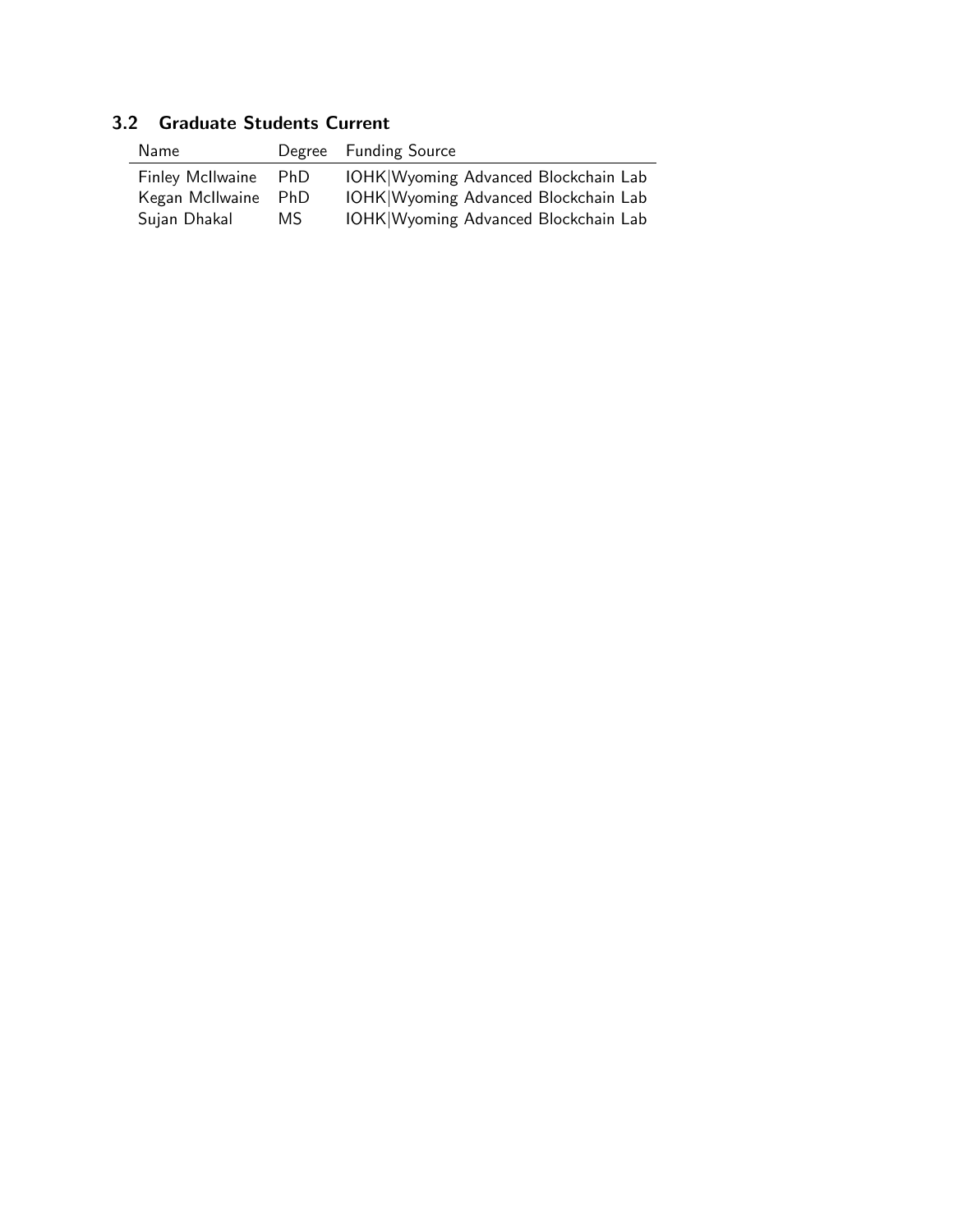### 3.2 Graduate Students Current

| Name | Degree | Funding Source |
|---|---|---|
| Finley McIlwaine | PhD | IOHK|Wyoming Advanced Blockchain Lab |
| Kegan McIlwaine | PhD | IOHK|Wyoming Advanced Blockchain Lab |
| Sujan Dhakal | MS | IOHK|Wyoming Advanced Blockchain Lab |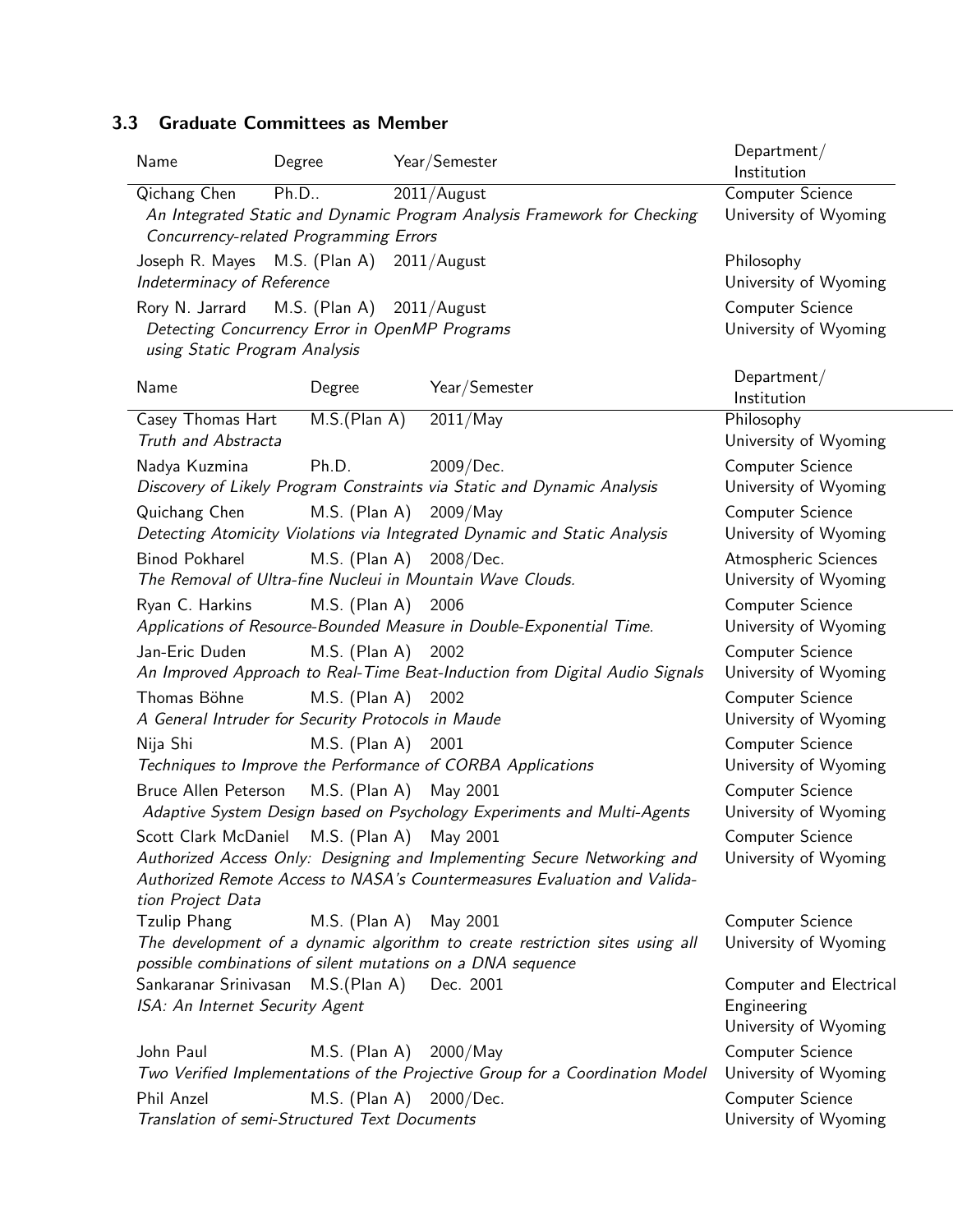### 3.3 Graduate Committees as Member

| Name | Degree | Year/Semester | Department/ Institution |
|---|---|---|---|
| Qichang Chen<br>*An Integrated Static and Dynamic Program Analysis Framework for Checking Concurrency-related Programming Errors* | Ph.D.. | 2011/August | Computer Science<br>University of Wyoming |
| Joseph R. Mayes<br>*Indeterminacy of Reference* | M.S. (Plan A) | 2011/August | Philosophy<br>University of Wyoming |
| Rory N. Jarrard<br>*Detecting Concurrency Error in OpenMP Programs using Static Program Analysis* | M.S. (Plan A) | 2011/August | Computer Science<br>University of Wyoming |

| Name | Degree | Year/Semester | Department/ Institution |
|---|---|---|---|
| Casey Thomas Hart<br>*Truth and Abstracta* | M.S.(Plan A) | 2011/May | Philosophy<br>University of Wyoming |
| Nadya Kuzmina<br>*Discovery of Likely Program Constraints via Static and Dynamic Analysis* | Ph.D. | 2009/Dec. | Computer Science<br>University of Wyoming |
| Quichang Chen<br>*Detecting Atomicity Violations via Integrated Dynamic and Static Analysis* | M.S. (Plan A) | 2009/May | Computer Science<br>University of Wyoming |
| Binod Pokharel<br>*The Removal of Ultra-fine Nucleui in Mountain Wave Clouds.* | M.S. (Plan A) | 2008/Dec. | Atmospheric Sciences<br>University of Wyoming |
| Ryan C. Harkins<br>*Applications of Resource-Bounded Measure in Double-Exponential Time.* | M.S. (Plan A) | 2006 | Computer Science<br>University of Wyoming |
| Jan-Eric Duden<br>*An Improved Approach to Real-Time Beat-Induction from Digital Audio Signals* | M.S. (Plan A) | 2002 | Computer Science<br>University of Wyoming |
| Thomas Böhne<br>*A General Intruder for Security Protocols in Maude* | M.S. (Plan A) | 2002 | Computer Science<br>University of Wyoming |
| Nija Shi<br>*Techniques to Improve the Performance of CORBA Applications* | M.S. (Plan A) | 2001 | Computer Science<br>University of Wyoming |
| Bruce Allen Peterson<br>*Adaptive System Design based on Psychology Experiments and Multi-Agents* | M.S. (Plan A) | May 2001 | Computer Science<br>University of Wyoming |
| Scott Clark McDaniel<br>*Authorized Access Only: Designing and Implementing Secure Networking and Authorized Remote Access to NASA's Countermeasures Evaluation and Validation Project Data* | M.S. (Plan A) | May 2001 | Computer Science<br>University of Wyoming |
| Tzulip Phang<br>*The development of a dynamic algorithm to create restriction sites using all possible combinations of silent mutations on a DNA sequence* | M.S. (Plan A) | May 2001 | Computer Science<br>University of Wyoming |
| Sankaranar Srinivasan<br>*ISA: An Internet Security Agent* | M.S.(Plan A) | Dec. 2001 | Computer and Electrical Engineering<br>University of Wyoming |
| John Paul<br>*Two Verified Implementations of the Projective Group for a Coordination Model* | M.S. (Plan A) | 2000/May | Computer Science<br>University of Wyoming |
| Phil Anzel<br>*Translation of semi-Structured Text Documents* | M.S. (Plan A) | 2000/Dec. | Computer Science<br>University of Wyoming |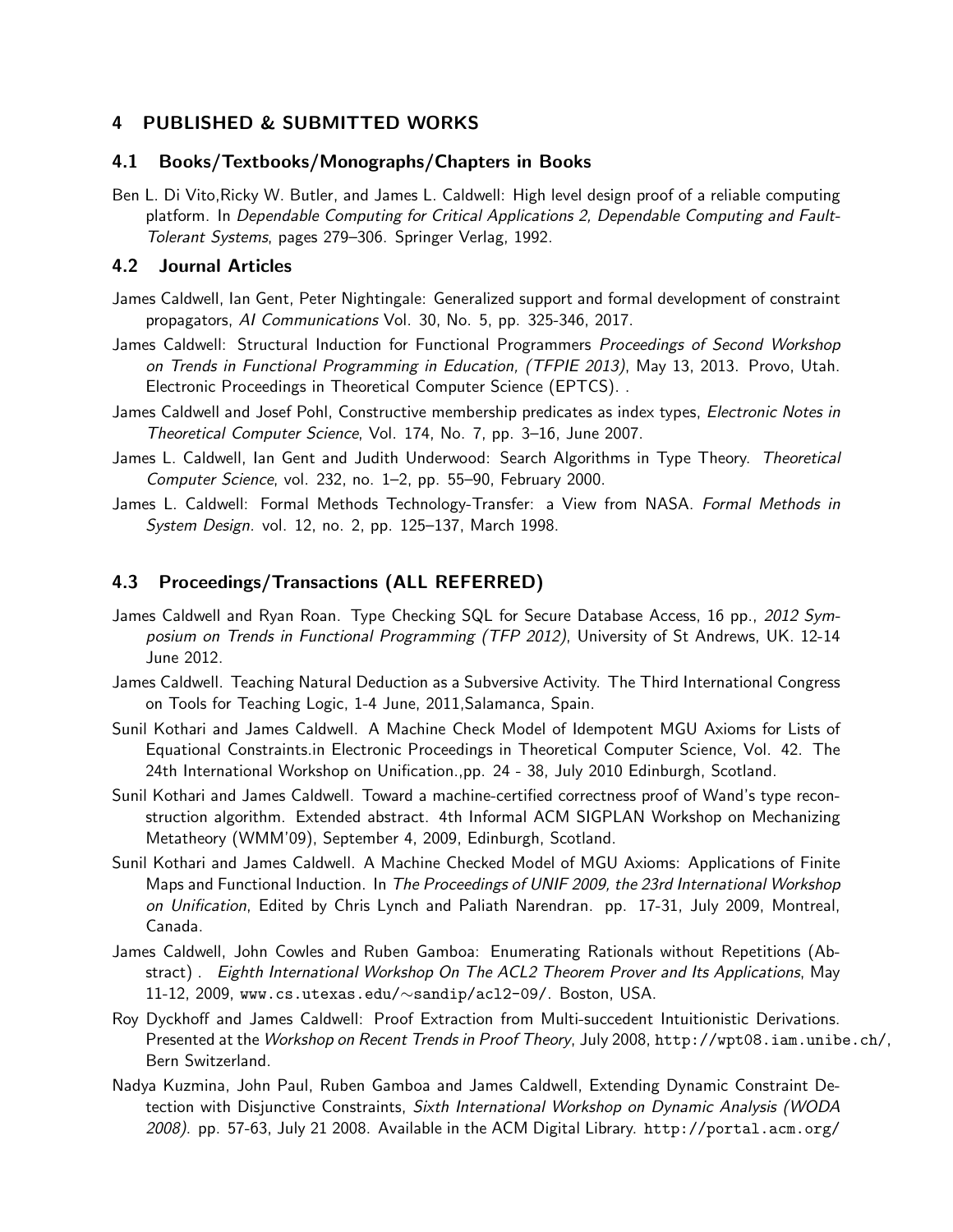## 4 PUBLISHED & SUBMITTED WORKS

### 4.1 Books/Textbooks/Monographs/Chapters in Books

Ben L. Di Vito,Ricky W. Butler, and James L. Caldwell: High level design proof of a reliable computing platform. In *Dependable Computing for Critical Applications 2, Dependable Computing and Fault-Tolerant Systems*, pages 279–306. Springer Verlag, 1992.

### 4.2 Journal Articles

James Caldwell, Ian Gent, Peter Nightingale: Generalized support and formal development of constraint propagators, *AI Communications* Vol. 30, No. 5, pp. 325-346, 2017.

James Caldwell: Structural Induction for Functional Programmers *Proceedings of Second Workshop on Trends in Functional Programming in Education, (TFPIE 2013)*, May 13, 2013. Provo, Utah. Electronic Proceedings in Theoretical Computer Science (EPTCS). .

James Caldwell and Josef Pohl, Constructive membership predicates as index types, *Electronic Notes in Theoretical Computer Science*, Vol. 174, No. 7, pp. 3–16, June 2007.

James L. Caldwell, Ian Gent and Judith Underwood: Search Algorithms in Type Theory. *Theoretical Computer Science*, vol. 232, no. 1–2, pp. 55–90, February 2000.

James L. Caldwell: Formal Methods Technology-Transfer: a View from NASA. *Formal Methods in System Design*. vol. 12, no. 2, pp. 125–137, March 1998.

### 4.3 Proceedings/Transactions (ALL REFERRED)

James Caldwell and Ryan Roan. Type Checking SQL for Secure Database Access, 16 pp., *2012 Symposium on Trends in Functional Programming (TFP 2012)*, University of St Andrews, UK. 12-14 June 2012.

James Caldwell. Teaching Natural Deduction as a Subversive Activity. The Third International Congress on Tools for Teaching Logic, 1-4 June, 2011,Salamanca, Spain.

Sunil Kothari and James Caldwell. A Machine Check Model of Idempotent MGU Axioms for Lists of Equational Constraints.in Electronic Proceedings in Theoretical Computer Science, Vol. 42. The 24th International Workshop on Unification.,pp. 24 - 38, July 2010 Edinburgh, Scotland.

Sunil Kothari and James Caldwell. Toward a machine-certified correctness proof of Wand's type reconstruction algorithm. Extended abstract. 4th Informal ACM SIGPLAN Workshop on Mechanizing Metatheory (WMM'09), September 4, 2009, Edinburgh, Scotland.

Sunil Kothari and James Caldwell. A Machine Checked Model of MGU Axioms: Applications of Finite Maps and Functional Induction. In *The Proceedings of UNIF 2009, the 23rd International Workshop on Unification*, Edited by Chris Lynch and Paliath Narendran. pp. 17-31, July 2009, Montreal, Canada.

James Caldwell, John Cowles and Ruben Gamboa: Enumerating Rationals without Repetitions (Abstract) . *Eighth International Workshop On The ACL2 Theorem Prover and Its Applications*, May 11-12, 2009, www.cs.utexas.edu/~sandip/acl2-09/. Boston, USA.

Roy Dyckhoff and James Caldwell: Proof Extraction from Multi-succedent Intuitionistic Derivations. Presented at the *Workshop on Recent Trends in Proof Theory*, July 2008, http://wpt08.iam.unibe.ch/, Bern Switzerland.

Nadya Kuzmina, John Paul, Ruben Gamboa and James Caldwell, Extending Dynamic Constraint Detection with Disjunctive Constraints, *Sixth International Workshop on Dynamic Analysis (WODA 2008)*. pp. 57-63, July 21 2008. Available in the ACM Digital Library. http://portal.acm.org/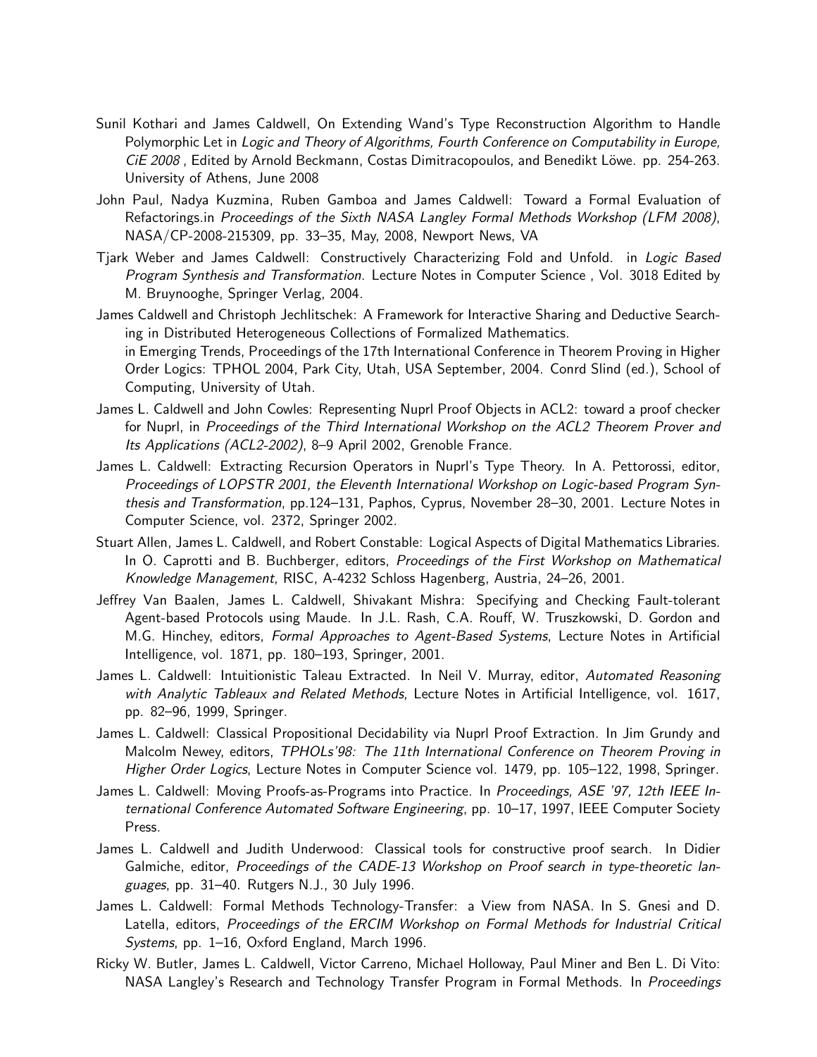Sunil Kothari and James Caldwell, On Extending Wand's Type Reconstruction Algorithm to Handle Polymorphic Let in *Logic and Theory of Algorithms, Fourth Conference on Computability in Europe, CiE 2008* , Edited by Arnold Beckmann, Costas Dimitracopoulos, and Benedikt Löwe. pp. 254-263. University of Athens, June 2008

John Paul, Nadya Kuzmina, Ruben Gamboa and James Caldwell: Toward a Formal Evaluation of Refactorings.in *Proceedings of the Sixth NASA Langley Formal Methods Workshop (LFM 2008)*, NASA/CP-2008-215309, pp. 33–35, May, 2008, Newport News, VA

Tjark Weber and James Caldwell: Constructively Characterizing Fold and Unfold. in *Logic Based Program Synthesis and Transformation*. Lecture Notes in Computer Science , Vol. 3018 Edited by M. Bruynooghe, Springer Verlag, 2004.

James Caldwell and Christoph Jechlitschek: A Framework for Interactive Sharing and Deductive Searching in Distributed Heterogeneous Collections of Formalized Mathematics.
in Emerging Trends, Proceedings of the 17th International Conference in Theorem Proving in Higher Order Logics: TPHOL 2004, Park City, Utah, USA September, 2004. Conrd Slind (ed.), School of Computing, University of Utah.

James L. Caldwell and John Cowles: Representing Nuprl Proof Objects in ACL2: toward a proof checker for Nuprl, in *Proceedings of the Third International Workshop on the ACL2 Theorem Prover and Its Applications (ACL2-2002)*, 8–9 April 2002, Grenoble France.

James L. Caldwell: Extracting Recursion Operators in Nuprl's Type Theory. In A. Pettorossi, editor, *Proceedings of LOPSTR 2001, the Eleventh International Workshop on Logic-based Program Synthesis and Transformation*, pp.124–131, Paphos, Cyprus, November 28–30, 2001. Lecture Notes in Computer Science, vol. 2372, Springer 2002.

Stuart Allen, James L. Caldwell, and Robert Constable: Logical Aspects of Digital Mathematics Libraries. In O. Caprotti and B. Buchberger, editors, *Proceedings of the First Workshop on Mathematical Knowledge Management*, RISC, A-4232 Schloss Hagenberg, Austria, 24–26, 2001.

Jeffrey Van Baalen, James L. Caldwell, Shivakant Mishra: Specifying and Checking Fault-tolerant Agent-based Protocols using Maude. In J.L. Rash, C.A. Rouff, W. Truszkowski, D. Gordon and M.G. Hinchey, editors, *Formal Approaches to Agent-Based Systems*, Lecture Notes in Artificial Intelligence, vol. 1871, pp. 180–193, Springer, 2001.

James L. Caldwell: Intuitionistic Taleau Extracted. In Neil V. Murray, editor, *Automated Reasoning with Analytic Tableaux and Related Methods*, Lecture Notes in Artificial Intelligence, vol. 1617, pp. 82–96, 1999, Springer.

James L. Caldwell: Classical Propositional Decidability via Nuprl Proof Extraction. In Jim Grundy and Malcolm Newey, editors, *TPHOLs'98: The 11th International Conference on Theorem Proving in Higher Order Logics*, Lecture Notes in Computer Science vol. 1479, pp. 105–122, 1998, Springer.

James L. Caldwell: Moving Proofs-as-Programs into Practice. In *Proceedings, ASE '97, 12th IEEE International Conference Automated Software Engineering*, pp. 10–17, 1997, IEEE Computer Society Press.

James L. Caldwell and Judith Underwood: Classical tools for constructive proof search. In Didier Galmiche, editor, *Proceedings of the CADE-13 Workshop on Proof search in type-theoretic languages*, pp. 31–40. Rutgers N.J., 30 July 1996.

James L. Caldwell: Formal Methods Technology-Transfer: a View from NASA. In S. Gnesi and D. Latella, editors, *Proceedings of the ERCIM Workshop on Formal Methods for Industrial Critical Systems*, pp. 1–16, Oxford England, March 1996.

Ricky W. Butler, James L. Caldwell, Victor Carreno, Michael Holloway, Paul Miner and Ben L. Di Vito: NASA Langley's Research and Technology Transfer Program in Formal Methods. In *Proceedings*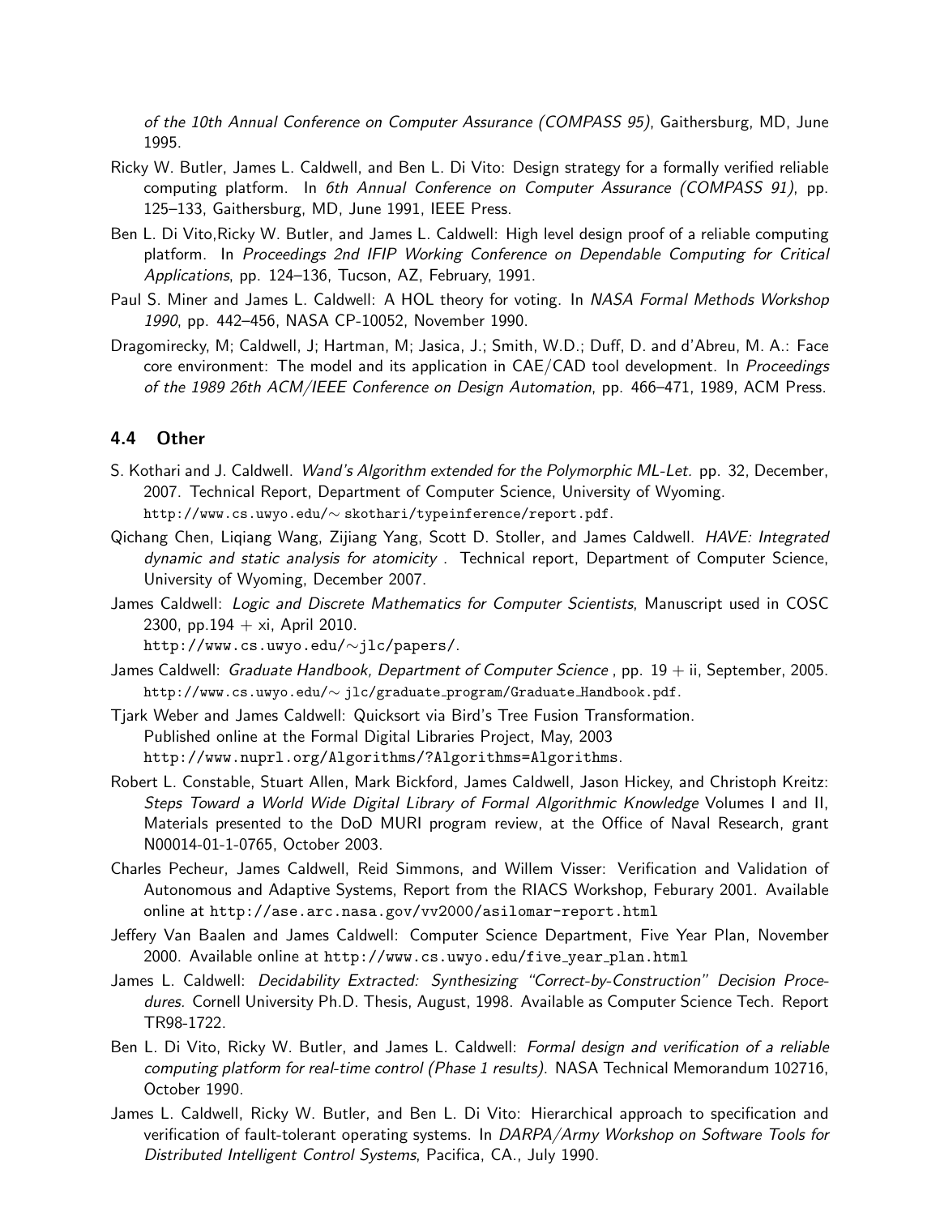*of the 10th Annual Conference on Computer Assurance (COMPASS 95)*, Gaithersburg, MD, June 1995.

Ricky W. Butler, James L. Caldwell, and Ben L. Di Vito: Design strategy for a formally verified reliable computing platform. In *6th Annual Conference on Computer Assurance (COMPASS 91)*, pp. 125–133, Gaithersburg, MD, June 1991, IEEE Press.

Ben L. Di Vito,Ricky W. Butler, and James L. Caldwell: High level design proof of a reliable computing platform. In *Proceedings 2nd IFIP Working Conference on Dependable Computing for Critical Applications*, pp. 124–136, Tucson, AZ, February, 1991.

Paul S. Miner and James L. Caldwell: A HOL theory for voting. In *NASA Formal Methods Workshop 1990*, pp. 442–456, NASA CP-10052, November 1990.

Dragomirecky, M; Caldwell, J; Hartman, M; Jasica, J.; Smith, W.D.; Duff, D. and d'Abreu, M. A.: Face core environment: The model and its application in CAE/CAD tool development. In *Proceedings of the 1989 26th ACM/IEEE Conference on Design Automation*, pp. 466–471, 1989, ACM Press.

### 4.4 Other

S. Kothari and J. Caldwell. *Wand's Algorithm extended for the Polymorphic ML-Let.* pp. 32, December, 2007. Technical Report, Department of Computer Science, University of Wyoming. http://www.cs.uwyo.edu/∼ skothari/typeinference/report.pdf.

Qichang Chen, Liqiang Wang, Zijiang Yang, Scott D. Stoller, and James Caldwell. *HAVE: Integrated dynamic and static analysis for atomicity* . Technical report, Department of Computer Science, University of Wyoming, December 2007.

James Caldwell: *Logic and Discrete Mathematics for Computer Scientists*, Manuscript used in COSC 2300, pp.194 + xi, April 2010. http://www.cs.uwyo.edu/∼jlc/papers/.

James Caldwell: *Graduate Handbook, Department of Computer Science* , pp. 19 + ii, September, 2005. http://www.cs.uwyo.edu/∼ jlc/graduate_program/Graduate_Handbook.pdf.

Tjark Weber and James Caldwell: Quicksort via Bird's Tree Fusion Transformation. Published online at the Formal Digital Libraries Project, May, 2003 http://www.nuprl.org/Algorithms/?Algorithms=Algorithms.

Robert L. Constable, Stuart Allen, Mark Bickford, James Caldwell, Jason Hickey, and Christoph Kreitz: *Steps Toward a World Wide Digital Library of Formal Algorithmic Knowledge* Volumes I and II, Materials presented to the DoD MURI program review, at the Office of Naval Research, grant N00014-01-1-0765, October 2003.

Charles Pecheur, James Caldwell, Reid Simmons, and Willem Visser: Verification and Validation of Autonomous and Adaptive Systems, Report from the RIACS Workshop, Feburary 2001. Available online at http://ase.arc.nasa.gov/vv2000/asilomar-report.html

Jeffery Van Baalen and James Caldwell: Computer Science Department, Five Year Plan, November 2000. Available online at http://www.cs.uwyo.edu/five_year_plan.html

James L. Caldwell: *Decidability Extracted: Synthesizing "Correct-by-Construction" Decision Procedures.* Cornell University Ph.D. Thesis, August, 1998. Available as Computer Science Tech. Report TR98-1722.

Ben L. Di Vito, Ricky W. Butler, and James L. Caldwell: *Formal design and verification of a reliable computing platform for real-time control (Phase 1 results)*. NASA Technical Memorandum 102716, October 1990.

James L. Caldwell, Ricky W. Butler, and Ben L. Di Vito: Hierarchical approach to specification and verification of fault-tolerant operating systems. In *DARPA/Army Workshop on Software Tools for Distributed Intelligent Control Systems*, Pacifica, CA., July 1990.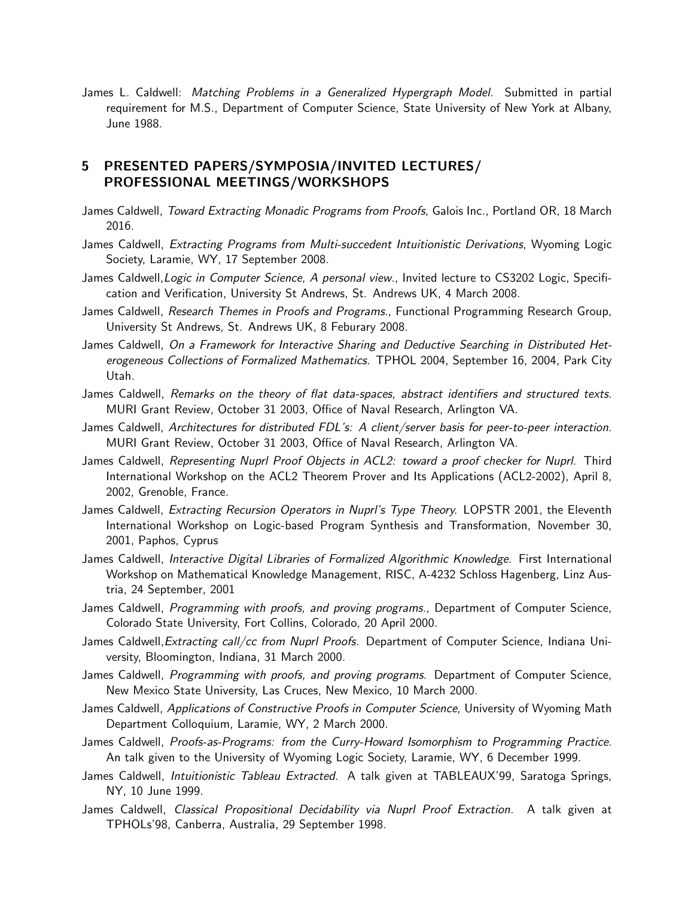James L. Caldwell: *Matching Problems in a Generalized Hypergraph Model.* Submitted in partial requirement for M.S., Department of Computer Science, State University of New York at Albany, June 1988.

## 5 PRESENTED PAPERS/SYMPOSIA/INVITED LECTURES/ PROFESSIONAL MEETINGS/WORKSHOPS

James Caldwell, *Toward Extracting Monadic Programs from Proofs*, Galois Inc., Portland OR, 18 March 2016.

James Caldwell, *Extracting Programs from Multi-succedent Intuitionistic Derivations*, Wyoming Logic Society, Laramie, WY, 17 September 2008.

James Caldwell,*Logic in Computer Science, A personal view.*, Invited lecture to CS3202 Logic, Specification and Verification, University St Andrews, St. Andrews UK, 4 March 2008.

James Caldwell, *Research Themes in Proofs and Programs.*, Functional Programming Research Group, University St Andrews, St. Andrews UK, 8 Feburary 2008.

James Caldwell, *On a Framework for Interactive Sharing and Deductive Searching in Distributed Heterogeneous Collections of Formalized Mathematics.* TPHOL 2004, September 16, 2004, Park City Utah.

James Caldwell, *Remarks on the theory of flat data-spaces, abstract identifiers and structured texts.* MURI Grant Review, October 31 2003, Office of Naval Research, Arlington VA.

James Caldwell, *Architectures for distributed FDL's: A client/server basis for peer-to-peer interaction.* MURI Grant Review, October 31 2003, Office of Naval Research, Arlington VA.

James Caldwell, *Representing Nuprl Proof Objects in ACL2: toward a proof checker for Nuprl.* Third International Workshop on the ACL2 Theorem Prover and Its Applications (ACL2-2002), April 8, 2002, Grenoble, France.

James Caldwell, *Extracting Recursion Operators in Nuprl's Type Theory.* LOPSTR 2001, the Eleventh International Workshop on Logic-based Program Synthesis and Transformation, November 30, 2001, Paphos, Cyprus

James Caldwell, *Interactive Digital Libraries of Formalized Algorithmic Knowledge.* First International Workshop on Mathematical Knowledge Management, RISC, A-4232 Schloss Hagenberg, Linz Austria, 24 September, 2001

James Caldwell, *Programming with proofs, and proving programs.*, Department of Computer Science, Colorado State University, Fort Collins, Colorado, 20 April 2000.

James Caldwell,*Extracting call/cc from Nuprl Proofs.* Department of Computer Science, Indiana University, Bloomington, Indiana, 31 March 2000.

James Caldwell, *Programming with proofs, and proving programs.* Department of Computer Science, New Mexico State University, Las Cruces, New Mexico, 10 March 2000.

James Caldwell, *Applications of Constructive Proofs in Computer Science*, University of Wyoming Math Department Colloquium, Laramie, WY, 2 March 2000.

James Caldwell, *Proofs-as-Programs: from the Curry-Howard Isomorphism to Programming Practice.* An talk given to the University of Wyoming Logic Society, Laramie, WY, 6 December 1999.

James Caldwell, *Intuitionistic Tableau Extracted.* A talk given at TABLEAUX'99, Saratoga Springs, NY, 10 June 1999.

James Caldwell, *Classical Propositional Decidability via Nuprl Proof Extraction.* A talk given at TPHOLs'98, Canberra, Australia, 29 September 1998.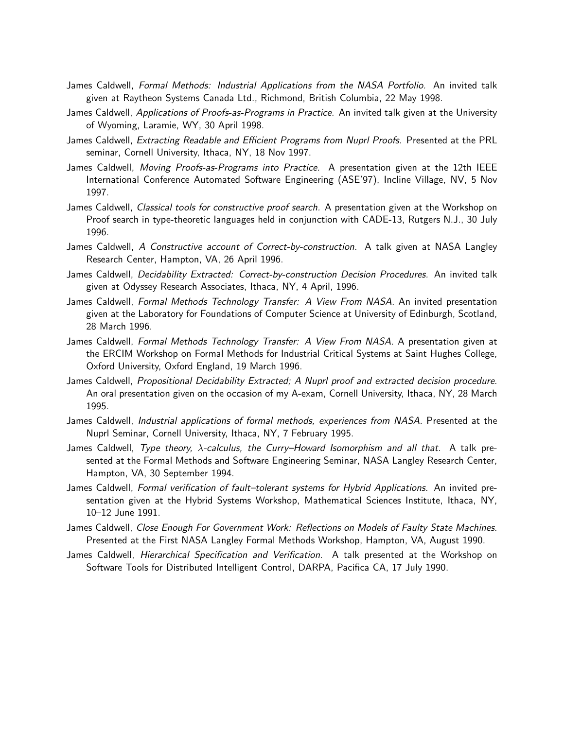James Caldwell, *Formal Methods: Industrial Applications from the NASA Portfolio.* An invited talk given at Raytheon Systems Canada Ltd., Richmond, British Columbia, 22 May 1998.

James Caldwell, *Applications of Proofs-as-Programs in Practice.* An invited talk given at the University of Wyoming, Laramie, WY, 30 April 1998.

James Caldwell, *Extracting Readable and Efficient Programs from Nuprl Proofs.* Presented at the PRL seminar, Cornell University, Ithaca, NY, 18 Nov 1997.

James Caldwell, *Moving Proofs-as-Programs into Practice.* A presentation given at the 12th IEEE International Conference Automated Software Engineering (ASE'97), Incline Village, NV, 5 Nov 1997.

James Caldwell, *Classical tools for constructive proof search.* A presentation given at the Workshop on Proof search in type-theoretic languages held in conjunction with CADE-13, Rutgers N.J., 30 July 1996.

James Caldwell, *A Constructive account of Correct-by-construction.* A talk given at NASA Langley Research Center, Hampton, VA, 26 April 1996.

James Caldwell, *Decidability Extracted: Correct-by-construction Decision Procedures.* An invited talk given at Odyssey Research Associates, Ithaca, NY, 4 April, 1996.

James Caldwell, *Formal Methods Technology Transfer: A View From NASA.* An invited presentation given at the Laboratory for Foundations of Computer Science at University of Edinburgh, Scotland, 28 March 1996.

James Caldwell, *Formal Methods Technology Transfer: A View From NASA.* A presentation given at the ERCIM Workshop on Formal Methods for Industrial Critical Systems at Saint Hughes College, Oxford University, Oxford England, 19 March 1996.

James Caldwell, *Propositional Decidability Extracted; A Nuprl proof and extracted decision procedure.* An oral presentation given on the occasion of my A-exam, Cornell University, Ithaca, NY, 28 March 1995.

James Caldwell, *Industrial applications of formal methods, experiences from NASA.* Presented at the Nuprl Seminar, Cornell University, Ithaca, NY, 7 February 1995.

James Caldwell, *Type theory, $\lambda$-calculus, the Curry–Howard Isomorphism and all that.* A talk presented at the Formal Methods and Software Engineering Seminar, NASA Langley Research Center, Hampton, VA, 30 September 1994.

James Caldwell, *Formal verification of fault–tolerant systems for Hybrid Applications.* An invited presentation given at the Hybrid Systems Workshop, Mathematical Sciences Institute, Ithaca, NY, 10–12 June 1991.

James Caldwell, *Close Enough For Government Work: Reflections on Models of Faulty State Machines.* Presented at the First NASA Langley Formal Methods Workshop, Hampton, VA, August 1990.

James Caldwell, *Hierarchical Specification and Verification.* A talk presented at the Workshop on Software Tools for Distributed Intelligent Control, DARPA, Pacifica CA, 17 July 1990.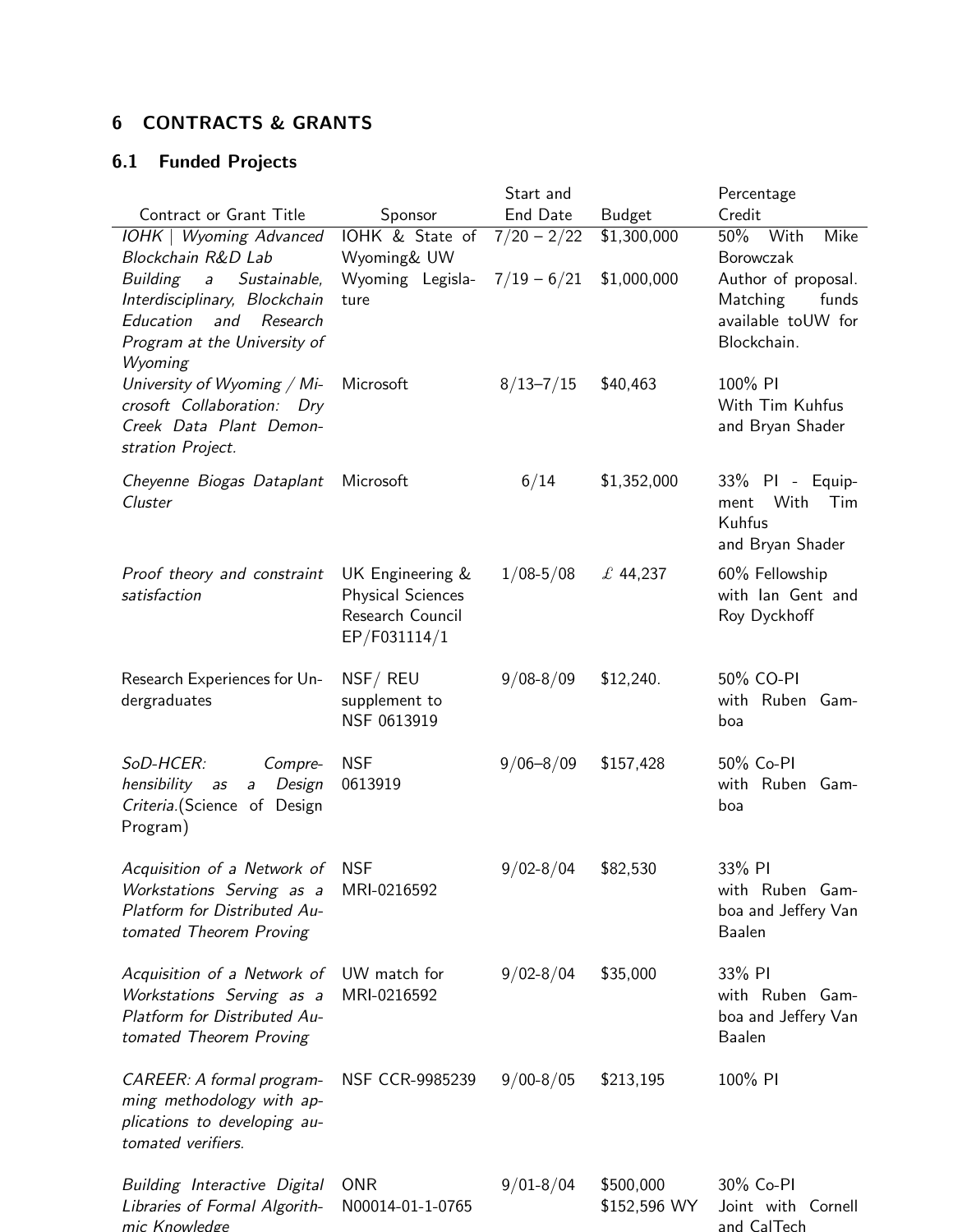## 6 CONTRACTS & GRANTS

### 6.1 Funded Projects

| Contract or Grant Title | Sponsor | Start and End Date | Budget | Percentage Credit |
|---|---|---|---|---|
| *IOHK \| Wyoming Advanced Blockchain R&D Lab* | IOHK & State of Wyoming& UW | 7/20 – 2/22 | $1,300,000 | 50% With Mike Borowczak |
| *Building a Sustainable, Interdisciplinary, Blockchain Education and Research Program at the University of Wyoming* | Wyoming Legislature | 7/19 – 6/21 | $1,000,000 | Author of proposal. Matching funds available toUW for Blockchain. |
| *University of Wyoming / Microsoft Collaboration: Dry Creek Data Plant Demonstration Project.* | Microsoft | 8/13–7/15 | $40,463 | 100% PI With Tim Kuhfus and Bryan Shader |
| *Cheyenne Biogas Dataplant Cluster* | Microsoft | 6/14 | $1,352,000 | 33% PI - Equipment With Tim Kuhfus and Bryan Shader |
| *Proof theory and constraint satisfaction* | UK Engineering & Physical Sciences Research Council EP/F031114/1 | 1/08-5/08 | £ 44,237 | 60% Fellowship with Ian Gent and Roy Dyckhoff |
| Research Experiences for Undergraduates | NSF/ REU supplement to NSF 0613919 | 9/08-8/09 | $12,240. | 50% CO-PI with Ruben Gamboa |
| *SoD-HCER: Comprehensibility as a Design Criteria.*(Science of Design Program) | NSF 0613919 | 9/06–8/09 | $157,428 | 50% Co-PI with Ruben Gamboa |
| *Acquisition of a Network of Workstations Serving as a Platform for Distributed Automated Theorem Proving* | NSF MRI-0216592 | 9/02-8/04 | $82,530 | 33% PI with Ruben Gamboa and Jeffery Van Baalen |
| *Acquisition of a Network of Workstations Serving as a Platform for Distributed Automated Theorem Proving* | UW match for MRI-0216592 | 9/02-8/04 | $35,000 | 33% PI with Ruben Gamboa and Jeffery Van Baalen |
| *CAREER: A formal programming methodology with applications to developing automated verifiers.* | NSF CCR-9985239 | 9/00-8/05 | $213,195 | 100% PI |
| *Building Interactive Digital Libraries of Formal Algorithmic Knowledge* | ONR N00014-01-1-0765 | 9/01-8/04 | $500,000 $152,596 WY | 30% Co-PI Joint with Cornell and CalTech |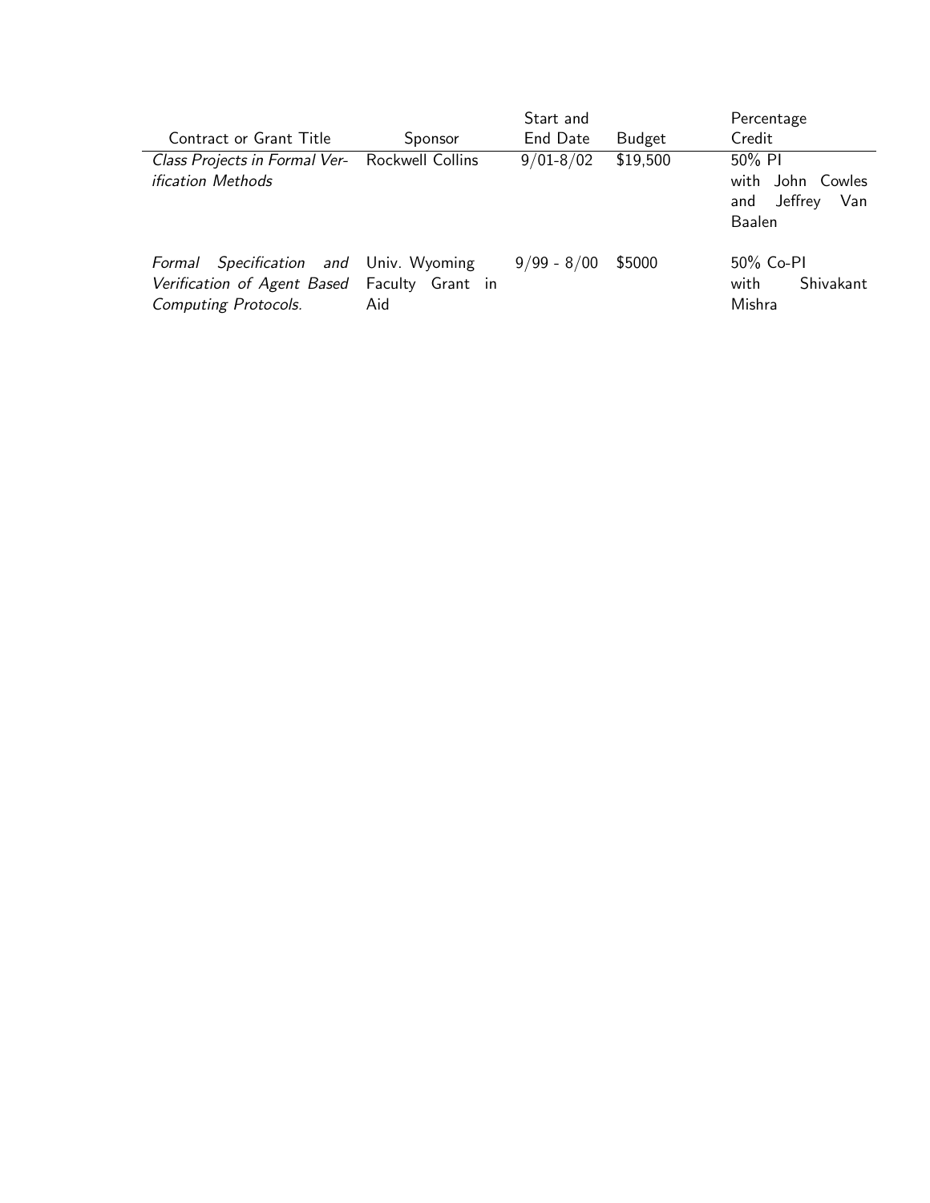| Contract or Grant Title | Sponsor | Start and End Date | Budget | Percentage Credit |
|---|---|---|---|---|
| *Class Projects in Formal Verification Methods* | Rockwell Collins | 9/01-8/02 | $19,500 | 50% PI with John Cowles and Jeffrey Van Baalen |
| *Formal Specification and Verification of Agent Based Computing Protocols.* | Univ. Wyoming Faculty Grant in Aid | 9/99 - 8/00 | $5000 | 50% Co-PI with Shivakant Mishra |